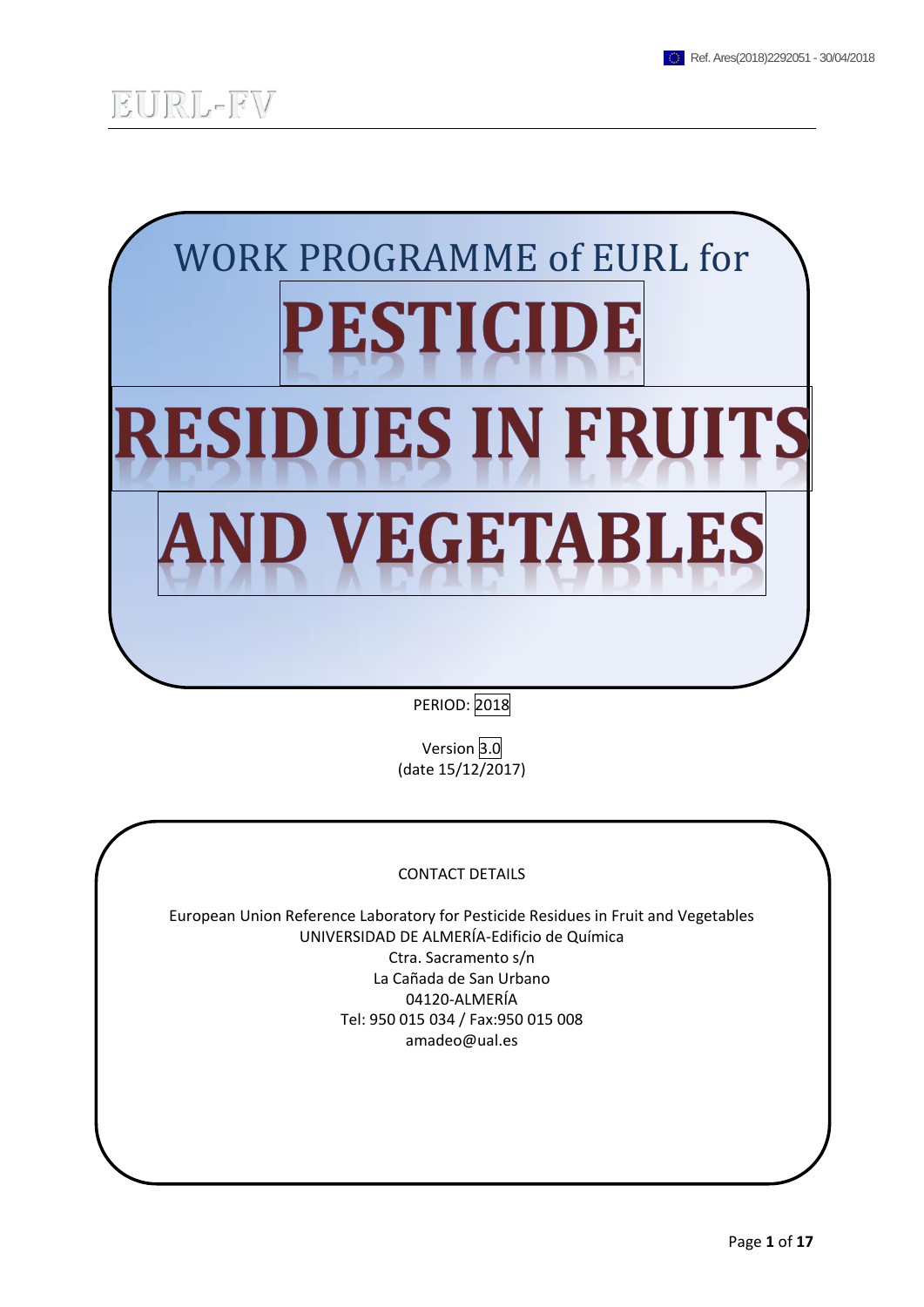Ref. Ares(2018)2292051 - 30/04/2018

EURL-FV

# WORK PROGRAMME of EURL for PESTICIDE RESIDUES IN FRUITS AND VEGETABLES

PERIOD: 2018

Version 3.0
(date 15/12/2017)

CONTACT DETAILS

European Union Reference Laboratory for Pesticide Residues in Fruit and Vegetables
UNIVERSIDAD DE ALMERÍA-Edificio de Química
Ctra. Sacramento s/n
La Cañada de San Urbano
04120-ALMERÍA
Tel: 950 015 034 / Fax:950 015 008
amadeo@ual.es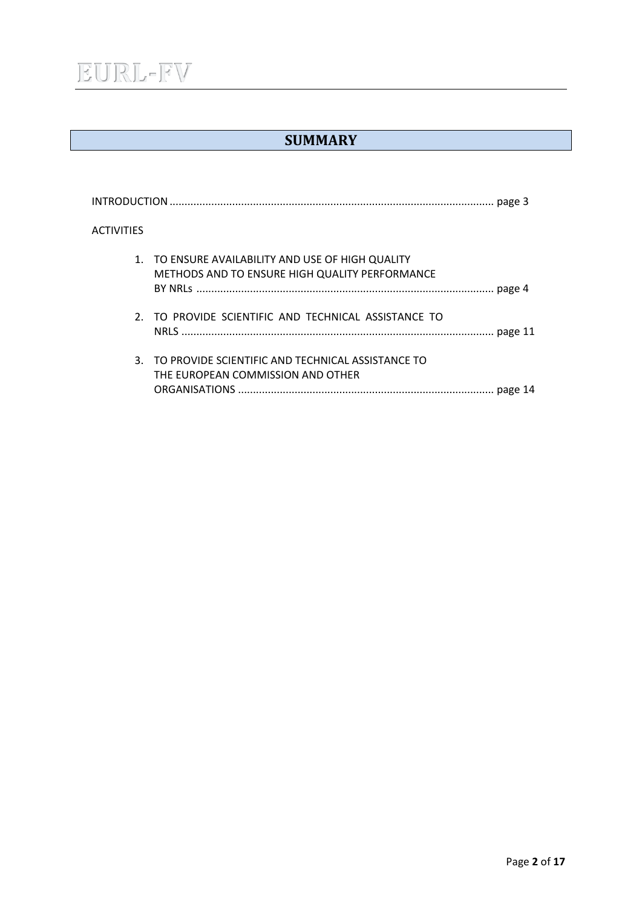# SUMMARY

INTRODUCTION ........................................................................................................ page 3

ACTIVITIES

1. TO ENSURE AVAILABILITY AND USE OF HIGH QUALITY METHODS AND TO ENSURE HIGH QUALITY PERFORMANCE BY NRLs ................................................................................................ page 4

2. TO PROVIDE SCIENTIFIC AND TECHNICAL ASSISTANCE TO NRLS ........................................................................................................ page 11

3. TO PROVIDE SCIENTIFIC AND TECHNICAL ASSISTANCE TO THE EUROPEAN COMMISSION AND OTHER ORGANISATIONS ..................................................................................... page 14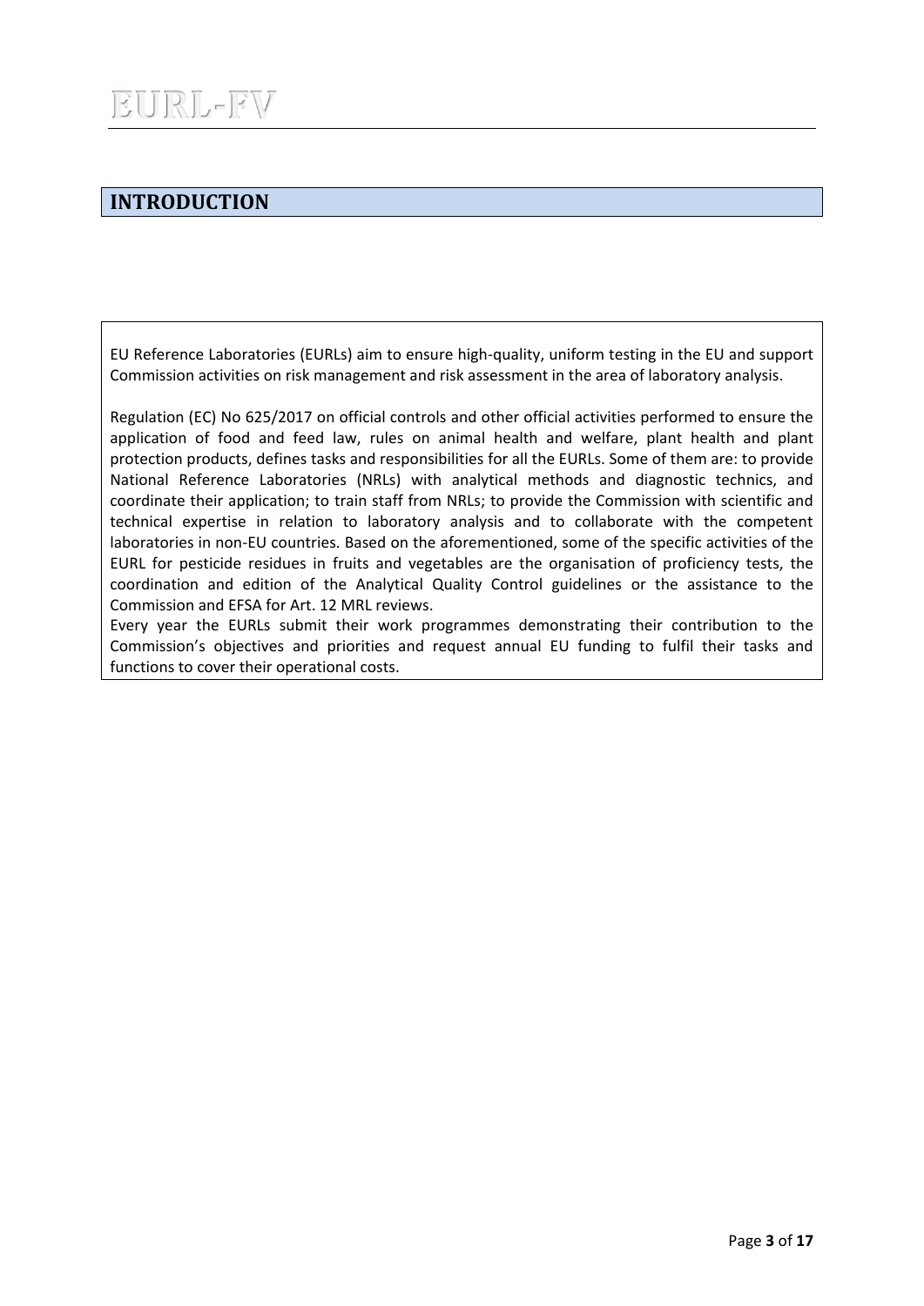# INTRODUCTION

EU Reference Laboratories (EURLs) aim to ensure high-quality, uniform testing in the EU and support Commission activities on risk management and risk assessment in the area of laboratory analysis.

Regulation (EC) No 625/2017 on official controls and other official activities performed to ensure the application of food and feed law, rules on animal health and welfare, plant health and plant protection products, defines tasks and responsibilities for all the EURLs. Some of them are: to provide National Reference Laboratories (NRLs) with analytical methods and diagnostic technics, and coordinate their application; to train staff from NRLs; to provide the Commission with scientific and technical expertise in relation to laboratory analysis and to collaborate with the competent laboratories in non-EU countries. Based on the aforementioned, some of the specific activities of the EURL for pesticide residues in fruits and vegetables are the organisation of proficiency tests, the coordination and edition of the Analytical Quality Control guidelines or the assistance to the Commission and EFSA for Art. 12 MRL reviews.

Every year the EURLs submit their work programmes demonstrating their contribution to the Commission's objectives and priorities and request annual EU funding to fulfil their tasks and functions to cover their operational costs.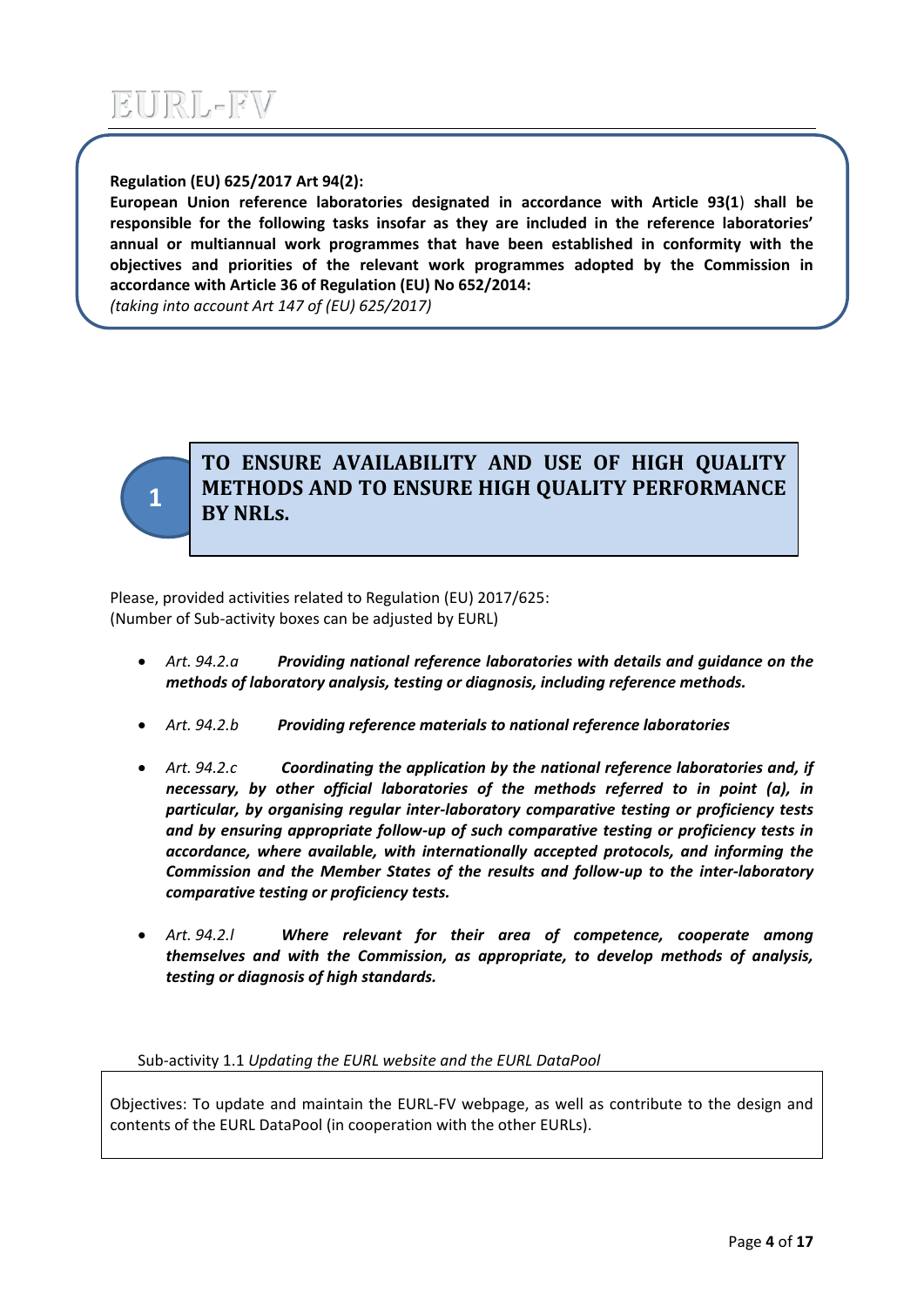**Regulation (EU) 625/2017 Art 94(2):**
**European Union reference laboratories designated in accordance with Article 93(1) shall be responsible for the following tasks insofar as they are included in the reference laboratories' annual or multiannual work programmes that have been established in conformity with the objectives and priorities of the relevant work programmes adopted by the Commission in accordance with Article 36 of Regulation (EU) No 652/2014:**
*(taking into account Art 147 of (EU) 625/2017)*

## 1 TO ENSURE AVAILABILITY AND USE OF HIGH QUALITY METHODS AND TO ENSURE HIGH QUALITY PERFORMANCE BY NRLs.

Please, provided activities related to Regulation (EU) 2017/625:
(Number of Sub-activity boxes can be adjusted by EURL)

- *Art. 94.2.a* ***Providing national reference laboratories with details and guidance on the methods of laboratory analysis, testing or diagnosis, including reference methods.***
- *Art. 94.2.b* ***Providing reference materials to national reference laboratories***
- *Art. 94.2.c* ***Coordinating the application by the national reference laboratories and, if necessary, by other official laboratories of the methods referred to in point (a), in particular, by organising regular inter-laboratory comparative testing or proficiency tests and by ensuring appropriate follow-up of such comparative testing or proficiency tests in accordance, where available, with internationally accepted protocols, and informing the Commission and the Member States of the results and follow-up to the inter-laboratory comparative testing or proficiency tests.***
- *Art. 94.2.l* ***Where relevant for their area of competence, cooperate among themselves and with the Commission, as appropriate, to develop methods of analysis, testing or diagnosis of high standards.***

Sub-activity 1.1 *Updating the EURL website and the EURL DataPool*

Objectives: To update and maintain the EURL-FV webpage, as well as contribute to the design and contents of the EURL DataPool (in cooperation with the other EURLs).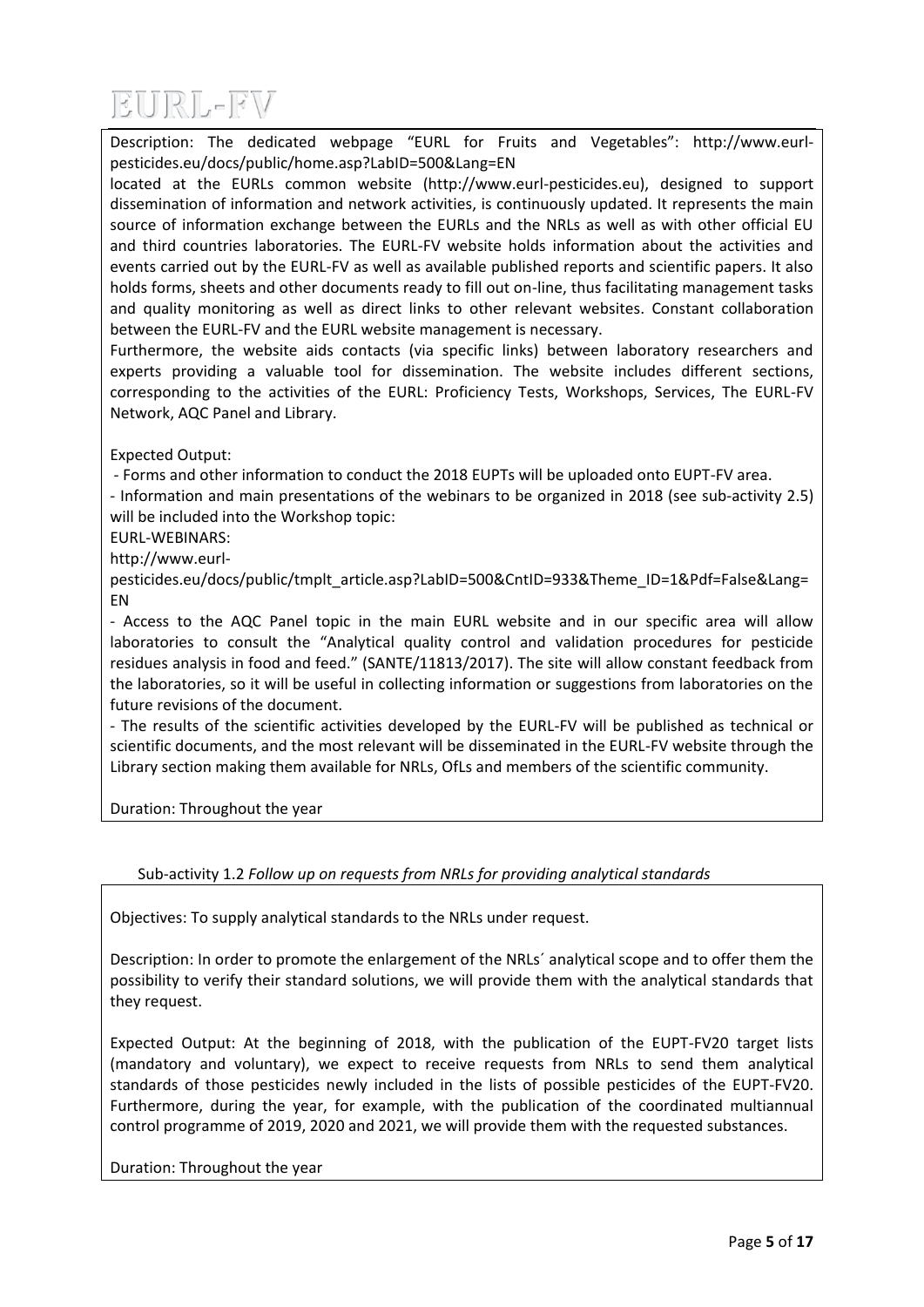Description: The dedicated webpage "EURL for Fruits and Vegetables": http://www.eurl-pesticides.eu/docs/public/home.asp?LabID=500&Lang=EN located at the EURLs common website (http://www.eurl-pesticides.eu), designed to support dissemination of information and network activities, is continuously updated. It represents the main source of information exchange between the EURLs and the NRLs as well as with other official EU and third countries laboratories. The EURL-FV website holds information about the activities and events carried out by the EURL-FV as well as available published reports and scientific papers. It also holds forms, sheets and other documents ready to fill out on-line, thus facilitating management tasks and quality monitoring as well as direct links to other relevant websites. Constant collaboration between the EURL-FV and the EURL website management is necessary.

Furthermore, the website aids contacts (via specific links) between laboratory researchers and experts providing a valuable tool for dissemination. The website includes different sections, corresponding to the activities of the EURL: Proficiency Tests, Workshops, Services, The EURL-FV Network, AQC Panel and Library.

Expected Output:

- Forms and other information to conduct the 2018 EUPTs will be uploaded onto EUPT-FV area.
- Information and main presentations of the webinars to be organized in 2018 (see sub-activity 2.5) will be included into the Workshop topic:

EURL-WEBINARS:
http://www.eurl-pesticides.eu/docs/public/tmplt_article.asp?LabID=500&CntID=933&Theme_ID=1&Pdf=False&Lang=EN

- Access to the AQC Panel topic in the main EURL website and in our specific area will allow laboratories to consult the "Analytical quality control and validation procedures for pesticide residues analysis in food and feed." (SANTE/11813/2017). The site will allow constant feedback from the laboratories, so it will be useful in collecting information or suggestions from laboratories on the future revisions of the document.
- The results of the scientific activities developed by the EURL-FV will be published as technical or scientific documents, and the most relevant will be disseminated in the EURL-FV website through the Library section making them available for NRLs, OfLs and members of the scientific community.

Duration: Throughout the year

Sub-activity 1.2 *Follow up on requests from NRLs for providing analytical standards*

Objectives: To supply analytical standards to the NRLs under request.

Description: In order to promote the enlargement of the NRLs´ analytical scope and to offer them the possibility to verify their standard solutions, we will provide them with the analytical standards that they request.

Expected Output: At the beginning of 2018, with the publication of the EUPT-FV20 target lists (mandatory and voluntary), we expect to receive requests from NRLs to send them analytical standards of those pesticides newly included in the lists of possible pesticides of the EUPT-FV20. Furthermore, during the year, for example, with the publication of the coordinated multiannual control programme of 2019, 2020 and 2021, we will provide them with the requested substances.

Duration: Throughout the year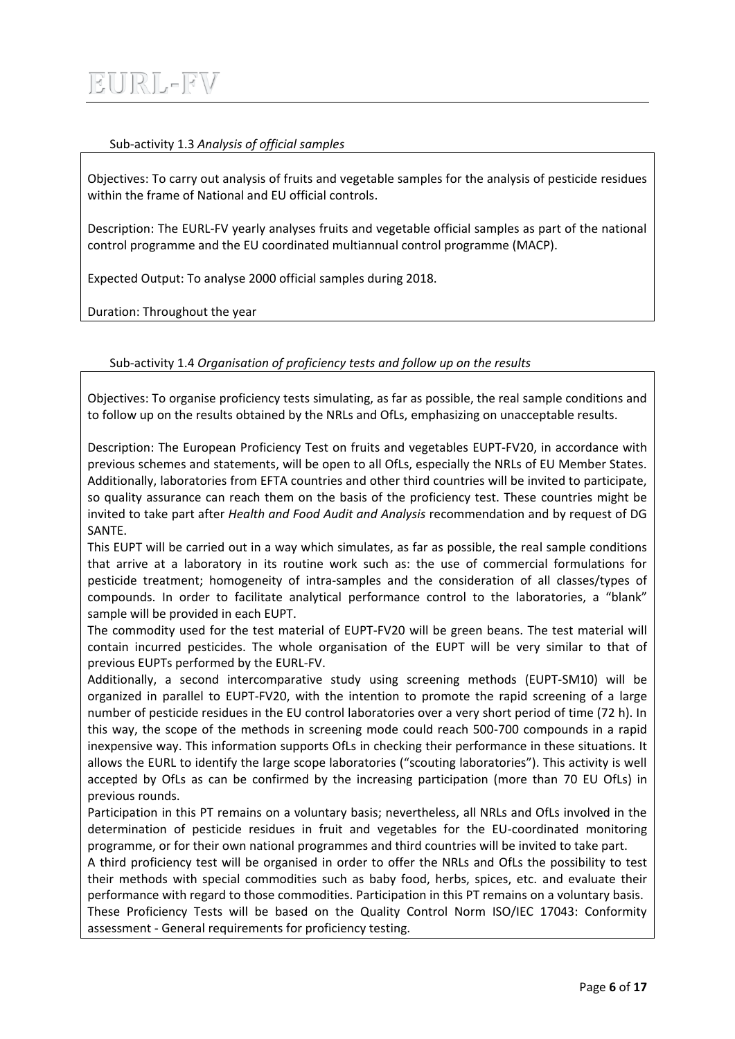Sub-activity 1.3 *Analysis of official samples*

Objectives: To carry out analysis of fruits and vegetable samples for the analysis of pesticide residues within the frame of National and EU official controls.

Description: The EURL-FV yearly analyses fruits and vegetable official samples as part of the national control programme and the EU coordinated multiannual control programme (MACP).

Expected Output: To analyse 2000 official samples during 2018.

Duration: Throughout the year

Sub-activity 1.4 *Organisation of proficiency tests and follow up on the results*

Objectives: To organise proficiency tests simulating, as far as possible, the real sample conditions and to follow up on the results obtained by the NRLs and OfLs, emphasizing on unacceptable results.

Description: The European Proficiency Test on fruits and vegetables EUPT-FV20, in accordance with previous schemes and statements, will be open to all OfLs, especially the NRLs of EU Member States. Additionally, laboratories from EFTA countries and other third countries will be invited to participate, so quality assurance can reach them on the basis of the proficiency test. These countries might be invited to take part after *Health and Food Audit and Analysis* recommendation and by request of DG SANTE.

This EUPT will be carried out in a way which simulates, as far as possible, the real sample conditions that arrive at a laboratory in its routine work such as: the use of commercial formulations for pesticide treatment; homogeneity of intra-samples and the consideration of all classes/types of compounds. In order to facilitate analytical performance control to the laboratories, a "blank" sample will be provided in each EUPT.

The commodity used for the test material of EUPT-FV20 will be green beans. The test material will contain incurred pesticides. The whole organisation of the EUPT will be very similar to that of previous EUPTs performed by the EURL-FV.

Additionally, a second intercomparative study using screening methods (EUPT-SM10) will be organized in parallel to EUPT-FV20, with the intention to promote the rapid screening of a large number of pesticide residues in the EU control laboratories over a very short period of time (72 h). In this way, the scope of the methods in screening mode could reach 500-700 compounds in a rapid inexpensive way. This information supports OfLs in checking their performance in these situations. It allows the EURL to identify the large scope laboratories ("scouting laboratories"). This activity is well accepted by OfLs as can be confirmed by the increasing participation (more than 70 EU OfLs) in previous rounds.

Participation in this PT remains on a voluntary basis; nevertheless, all NRLs and OfLs involved in the determination of pesticide residues in fruit and vegetables for the EU-coordinated monitoring programme, or for their own national programmes and third countries will be invited to take part.

A third proficiency test will be organised in order to offer the NRLs and OfLs the possibility to test their methods with special commodities such as baby food, herbs, spices, etc. and evaluate their performance with regard to those commodities. Participation in this PT remains on a voluntary basis.

These Proficiency Tests will be based on the Quality Control Norm ISO/IEC 17043: Conformity assessment - General requirements for proficiency testing.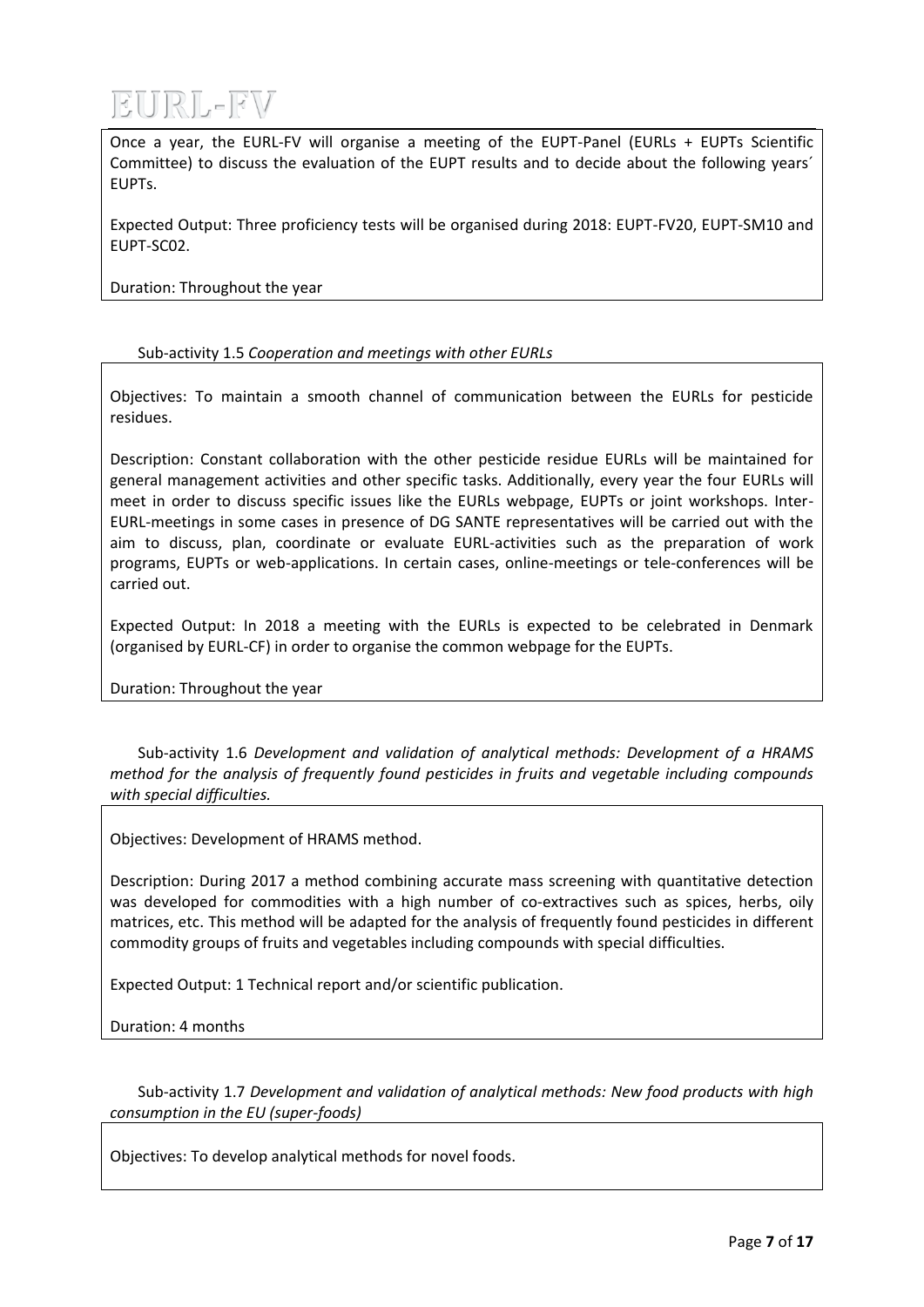Once a year, the EURL-FV will organise a meeting of the EUPT-Panel (EURLs + EUPTs Scientific Committee) to discuss the evaluation of the EUPT results and to decide about the following years´ EUPTs.

Expected Output: Three proficiency tests will be organised during 2018: EUPT-FV20, EUPT-SM10 and EUPT-SC02.

Duration: Throughout the year

Sub-activity 1.5 *Cooperation and meetings with other EURLs*

Objectives: To maintain a smooth channel of communication between the EURLs for pesticide residues.

Description: Constant collaboration with the other pesticide residue EURLs will be maintained for general management activities and other specific tasks. Additionally, every year the four EURLs will meet in order to discuss specific issues like the EURLs webpage, EUPTs or joint workshops. Inter-EURL-meetings in some cases in presence of DG SANTE representatives will be carried out with the aim to discuss, plan, coordinate or evaluate EURL-activities such as the preparation of work programs, EUPTs or web-applications. In certain cases, online-meetings or tele-conferences will be carried out.

Expected Output: In 2018 a meeting with the EURLs is expected to be celebrated in Denmark (organised by EURL-CF) in order to organise the common webpage for the EUPTs.

Duration: Throughout the year

Sub-activity 1.6 *Development and validation of analytical methods: Development of a HRAMS method for the analysis of frequently found pesticides in fruits and vegetable including compounds with special difficulties.*

Objectives: Development of HRAMS method.

Description: During 2017 a method combining accurate mass screening with quantitative detection was developed for commodities with a high number of co-extractives such as spices, herbs, oily matrices, etc. This method will be adapted for the analysis of frequently found pesticides in different commodity groups of fruits and vegetables including compounds with special difficulties.

Expected Output: 1 Technical report and/or scientific publication.

Duration: 4 months

Sub-activity 1.7 *Development and validation of analytical methods: New food products with high consumption in the EU (super-foods)*

Objectives: To develop analytical methods for novel foods.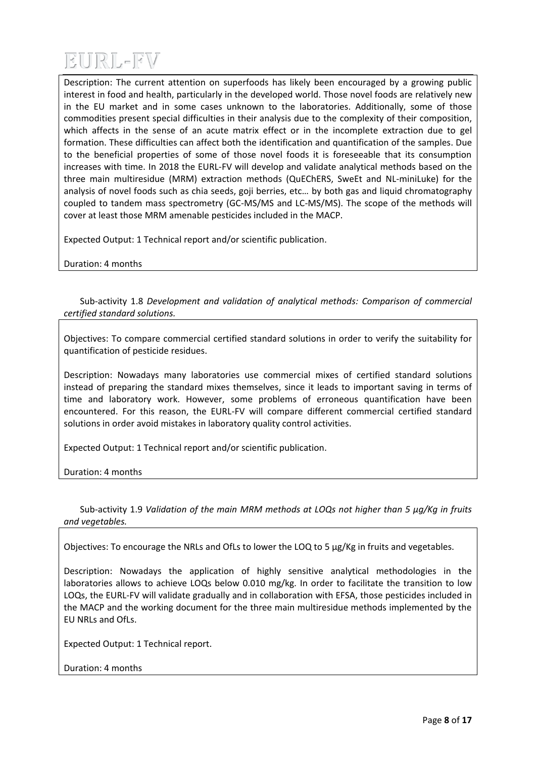Description: The current attention on superfoods has likely been encouraged by a growing public interest in food and health, particularly in the developed world. Those novel foods are relatively new in the EU market and in some cases unknown to the laboratories. Additionally, some of those commodities present special difficulties in their analysis due to the complexity of their composition, which affects in the sense of an acute matrix effect or in the incomplete extraction due to gel formation. These difficulties can affect both the identification and quantification of the samples. Due to the beneficial properties of some of those novel foods it is foreseeable that its consumption increases with time. In 2018 the EURL-FV will develop and validate analytical methods based on the three main multiresidue (MRM) extraction methods (QuEChERS, SweEt and NL-miniLuke) for the analysis of novel foods such as chia seeds, goji berries, etc… by both gas and liquid chromatography coupled to tandem mass spectrometry (GC-MS/MS and LC-MS/MS). The scope of the methods will cover at least those MRM amenable pesticides included in the MACP.

Expected Output: 1 Technical report and/or scientific publication.

Duration: 4 months

Sub-activity 1.8 *Development and validation of analytical methods: Comparison of commercial certified standard solutions.*

Objectives: To compare commercial certified standard solutions in order to verify the suitability for quantification of pesticide residues.

Description: Nowadays many laboratories use commercial mixes of certified standard solutions instead of preparing the standard mixes themselves, since it leads to important saving in terms of time and laboratory work. However, some problems of erroneous quantification have been encountered. For this reason, the EURL-FV will compare different commercial certified standard solutions in order avoid mistakes in laboratory quality control activities.

Expected Output: 1 Technical report and/or scientific publication.

Duration: 4 months

Sub-activity 1.9 *Validation of the main MRM methods at LOQs not higher than 5 µg/Kg in fruits and vegetables.*

Objectives: To encourage the NRLs and OfLs to lower the LOQ to 5 µg/Kg in fruits and vegetables.

Description: Nowadays the application of highly sensitive analytical methodologies in the laboratories allows to achieve LOQs below 0.010 mg/kg. In order to facilitate the transition to low LOQs, the EURL-FV will validate gradually and in collaboration with EFSA, those pesticides included in the MACP and the working document for the three main multiresidue methods implemented by the EU NRLs and OfLs.

Expected Output: 1 Technical report.

Duration: 4 months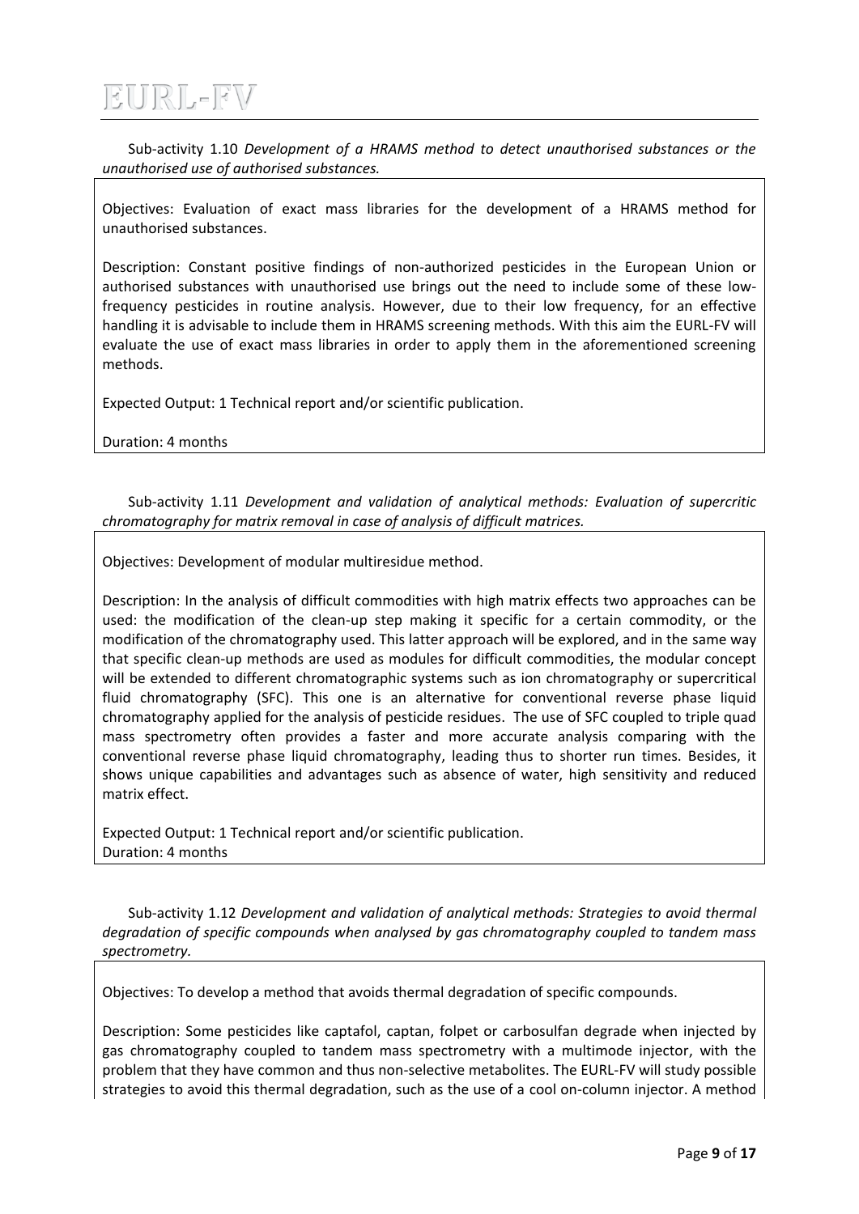Sub-activity 1.10 *Development of a HRAMS method to detect unauthorised substances or the unauthorised use of authorised substances.*

Objectives: Evaluation of exact mass libraries for the development of a HRAMS method for unauthorised substances.

Description: Constant positive findings of non-authorized pesticides in the European Union or authorised substances with unauthorised use brings out the need to include some of these low-frequency pesticides in routine analysis. However, due to their low frequency, for an effective handling it is advisable to include them in HRAMS screening methods. With this aim the EURL-FV will evaluate the use of exact mass libraries in order to apply them in the aforementioned screening methods.

Expected Output: 1 Technical report and/or scientific publication.

Duration: 4 months

Sub-activity 1.11 *Development and validation of analytical methods: Evaluation of supercritic chromatography for matrix removal in case of analysis of difficult matrices.*

Objectives: Development of modular multiresidue method.

Description: In the analysis of difficult commodities with high matrix effects two approaches can be used: the modification of the clean-up step making it specific for a certain commodity, or the modification of the chromatography used. This latter approach will be explored, and in the same way that specific clean-up methods are used as modules for difficult commodities, the modular concept will be extended to different chromatographic systems such as ion chromatography or supercritical fluid chromatography (SFC). This one is an alternative for conventional reverse phase liquid chromatography applied for the analysis of pesticide residues. The use of SFC coupled to triple quad mass spectrometry often provides a faster and more accurate analysis comparing with the conventional reverse phase liquid chromatography, leading thus to shorter run times. Besides, it shows unique capabilities and advantages such as absence of water, high sensitivity and reduced matrix effect.

Expected Output: 1 Technical report and/or scientific publication.
Duration: 4 months

Sub-activity 1.12 *Development and validation of analytical methods: Strategies to avoid thermal degradation of specific compounds when analysed by gas chromatography coupled to tandem mass spectrometry.*

Objectives: To develop a method that avoids thermal degradation of specific compounds.

Description: Some pesticides like captafol, captan, folpet or carbosulfan degrade when injected by gas chromatography coupled to tandem mass spectrometry with a multimode injector, with the problem that they have common and thus non-selective metabolites. The EURL-FV will study possible strategies to avoid this thermal degradation, such as the use of a cool on-column injector. A method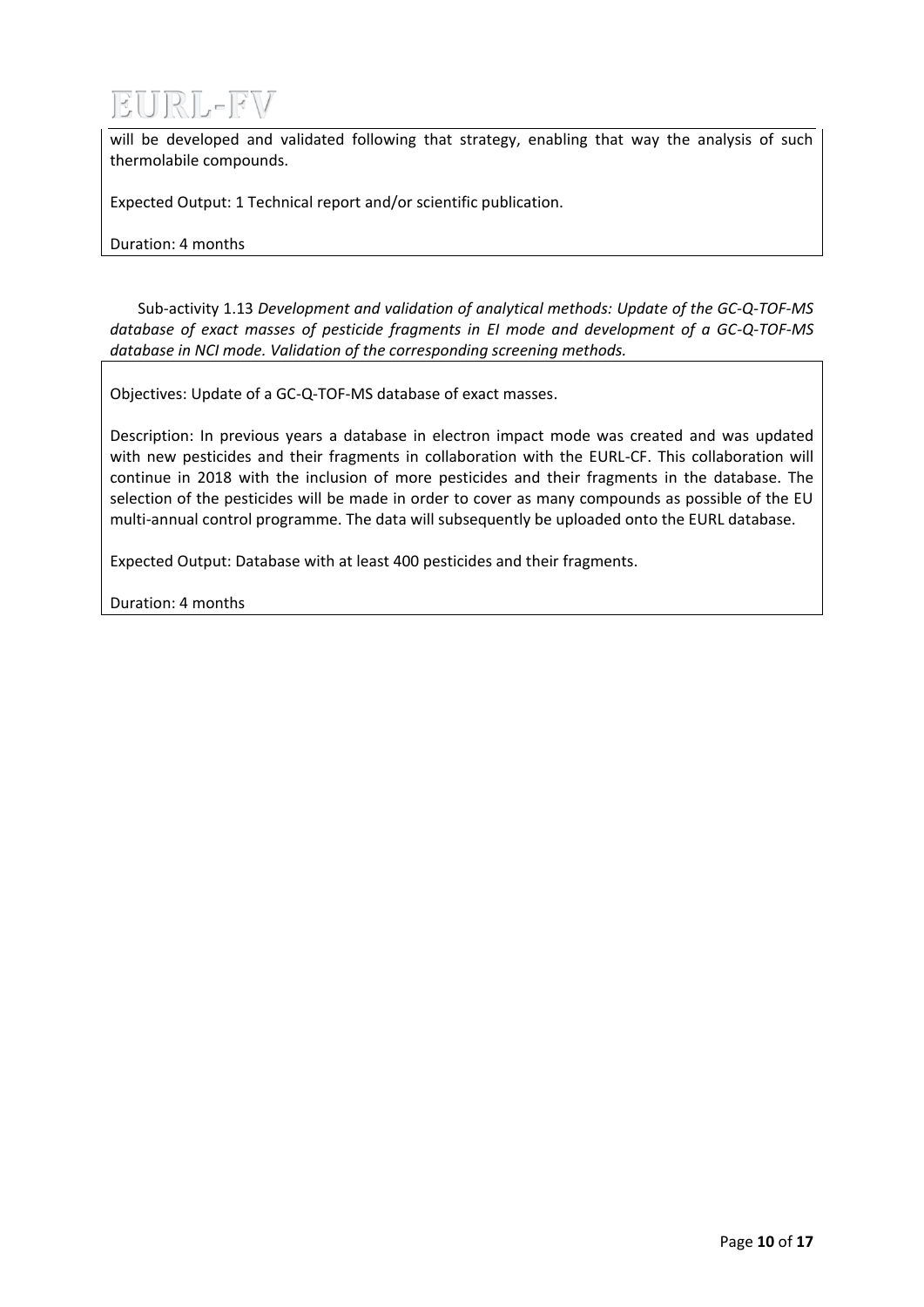will be developed and validated following that strategy, enabling that way the analysis of such thermolabile compounds.

Expected Output: 1 Technical report and/or scientific publication.

Duration: 4 months

Sub-activity 1.13 *Development and validation of analytical methods: Update of the GC-Q-TOF-MS database of exact masses of pesticide fragments in EI mode and development of a GC-Q-TOF-MS database in NCI mode. Validation of the corresponding screening methods.*

Objectives: Update of a GC-Q-TOF-MS database of exact masses.

Description: In previous years a database in electron impact mode was created and was updated with new pesticides and their fragments in collaboration with the EURL-CF. This collaboration will continue in 2018 with the inclusion of more pesticides and their fragments in the database. The selection of the pesticides will be made in order to cover as many compounds as possible of the EU multi-annual control programme. The data will subsequently be uploaded onto the EURL database.

Expected Output: Database with at least 400 pesticides and their fragments.

Duration: 4 months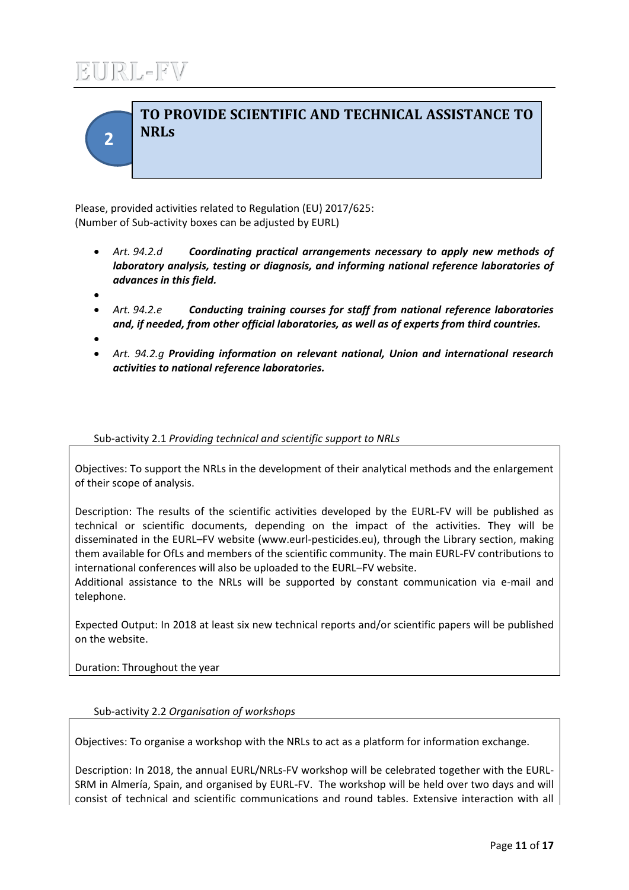## 2 TO PROVIDE SCIENTIFIC AND TECHNICAL ASSISTANCE TO NRLs

Please, provided activities related to Regulation (EU) 2017/625:
(Number of Sub-activity boxes can be adjusted by EURL)

- *Art. 94.2.d* ***Coordinating practical arrangements necessary to apply new methods of laboratory analysis, testing or diagnosis, and informing national reference laboratories of advances in this field.***
- *Art. 94.2.e* ***Conducting training courses for staff from national reference laboratories and, if needed, from other official laboratories, as well as of experts from third countries.***
- *Art. 94.2.g* ***Providing information on relevant national, Union and international research activities to national reference laboratories.***

Sub-activity 2.1 *Providing technical and scientific support to NRLs*

Objectives: To support the NRLs in the development of their analytical methods and the enlargement of their scope of analysis.

Description: The results of the scientific activities developed by the EURL-FV will be published as technical or scientific documents, depending on the impact of the activities. They will be disseminated in the EURL–FV website (www.eurl-pesticides.eu), through the Library section, making them available for OfLs and members of the scientific community. The main EURL-FV contributions to international conferences will also be uploaded to the EURL–FV website.
Additional assistance to the NRLs will be supported by constant communication via e-mail and telephone.

Expected Output: In 2018 at least six new technical reports and/or scientific papers will be published on the website.

Duration: Throughout the year

Sub-activity 2.2 *Organisation of workshops*

Objectives: To organise a workshop with the NRLs to act as a platform for information exchange.

Description: In 2018, the annual EURL/NRLs-FV workshop will be celebrated together with the EURL-SRM in Almería, Spain, and organised by EURL-FV. The workshop will be held over two days and will consist of technical and scientific communications and round tables. Extensive interaction with all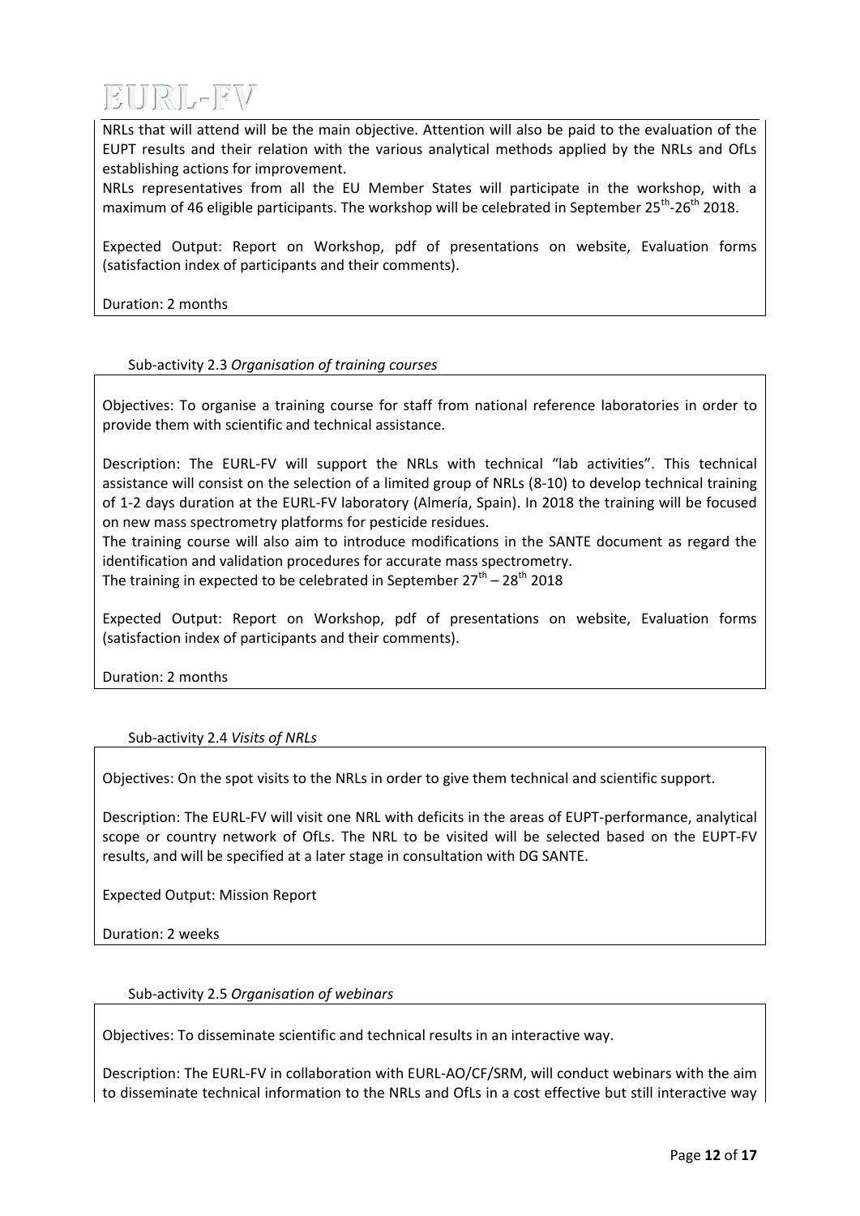NRLs that will attend will be the main objective. Attention will also be paid to the evaluation of the EUPT results and their relation with the various analytical methods applied by the NRLs and OfLs establishing actions for improvement.

NRLs representatives from all the EU Member States will participate in the workshop, with a maximum of 46 eligible participants. The workshop will be celebrated in September 25th-26th 2018.

Expected Output: Report on Workshop, pdf of presentations on website, Evaluation forms (satisfaction index of participants and their comments).

Duration: 2 months

Sub-activity 2.3 *Organisation of training courses*

Objectives: To organise a training course for staff from national reference laboratories in order to provide them with scientific and technical assistance.

Description: The EURL-FV will support the NRLs with technical "lab activities". This technical assistance will consist on the selection of a limited group of NRLs (8-10) to develop technical training of 1-2 days duration at the EURL-FV laboratory (Almería, Spain). In 2018 the training will be focused on new mass spectrometry platforms for pesticide residues.

The training course will also aim to introduce modifications in the SANTE document as regard the identification and validation procedures for accurate mass spectrometry.

The training in expected to be celebrated in September 27th – 28th 2018

Expected Output: Report on Workshop, pdf of presentations on website, Evaluation forms (satisfaction index of participants and their comments).

Duration: 2 months

Sub-activity 2.4 *Visits of NRLs*

Objectives: On the spot visits to the NRLs in order to give them technical and scientific support.

Description: The EURL-FV will visit one NRL with deficits in the areas of EUPT-performance, analytical scope or country network of OfLs. The NRL to be visited will be selected based on the EUPT-FV results, and will be specified at a later stage in consultation with DG SANTE.

Expected Output: Mission Report

Duration: 2 weeks

Sub-activity 2.5 *Organisation of webinars*

Objectives: To disseminate scientific and technical results in an interactive way.

Description: The EURL-FV in collaboration with EURL-AO/CF/SRM, will conduct webinars with the aim to disseminate technical information to the NRLs and OfLs in a cost effective but still interactive way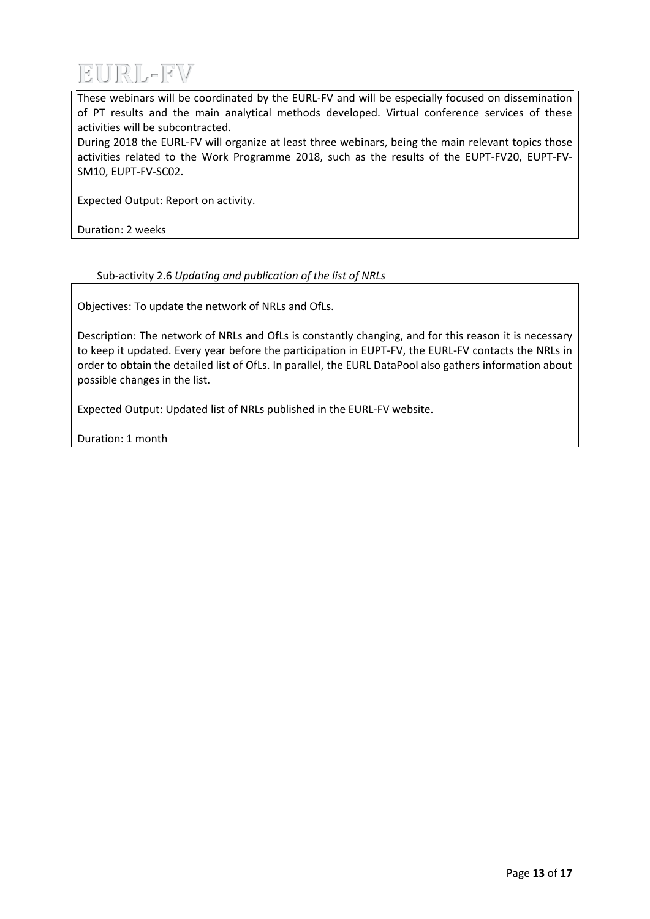These webinars will be coordinated by the EURL-FV and will be especially focused on dissemination of PT results and the main analytical methods developed. Virtual conference services of these activities will be subcontracted.

During 2018 the EURL-FV will organize at least three webinars, being the main relevant topics those activities related to the Work Programme 2018, such as the results of the EUPT-FV20, EUPT-FV-SM10, EUPT-FV-SC02.

Expected Output: Report on activity.

Duration: 2 weeks

Sub-activity 2.6 *Updating and publication of the list of NRLs*

Objectives: To update the network of NRLs and OfLs.

Description: The network of NRLs and OfLs is constantly changing, and for this reason it is necessary to keep it updated. Every year before the participation in EUPT-FV, the EURL-FV contacts the NRLs in order to obtain the detailed list of OfLs. In parallel, the EURL DataPool also gathers information about possible changes in the list.

Expected Output: Updated list of NRLs published in the EURL-FV website.

Duration: 1 month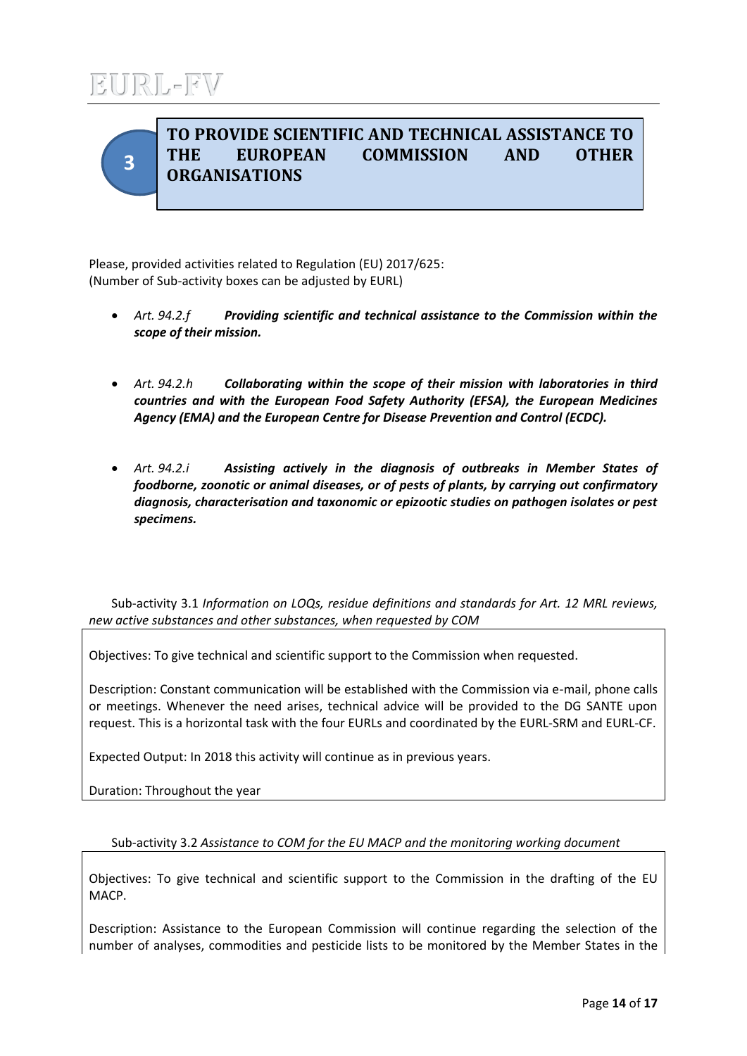## 3 TO PROVIDE SCIENTIFIC AND TECHNICAL ASSISTANCE TO THE EUROPEAN COMMISSION AND OTHER ORGANISATIONS

Please, provided activities related to Regulation (EU) 2017/625:
(Number of Sub-activity boxes can be adjusted by EURL)

- *Art. 94.2.f* ***Providing scientific and technical assistance to the Commission within the scope of their mission.***
- *Art. 94.2.h* ***Collaborating within the scope of their mission with laboratories in third countries and with the European Food Safety Authority (EFSA), the European Medicines Agency (EMA) and the European Centre for Disease Prevention and Control (ECDC).***
- *Art. 94.2.i* ***Assisting actively in the diagnosis of outbreaks in Member States of foodborne, zoonotic or animal diseases, or of pests of plants, by carrying out confirmatory diagnosis, characterisation and taxonomic or epizootic studies on pathogen isolates or pest specimens.***

Sub-activity 3.1 *Information on LOQs, residue definitions and standards for Art. 12 MRL reviews, new active substances and other substances, when requested by COM*

Objectives: To give technical and scientific support to the Commission when requested.

Description: Constant communication will be established with the Commission via e-mail, phone calls or meetings. Whenever the need arises, technical advice will be provided to the DG SANTE upon request. This is a horizontal task with the four EURLs and coordinated by the EURL-SRM and EURL-CF.

Expected Output: In 2018 this activity will continue as in previous years.

Duration: Throughout the year

Sub-activity 3.2 *Assistance to COM for the EU MACP and the monitoring working document*

Objectives: To give technical and scientific support to the Commission in the drafting of the EU MACP.

Description: Assistance to the European Commission will continue regarding the selection of the number of analyses, commodities and pesticide lists to be monitored by the Member States in the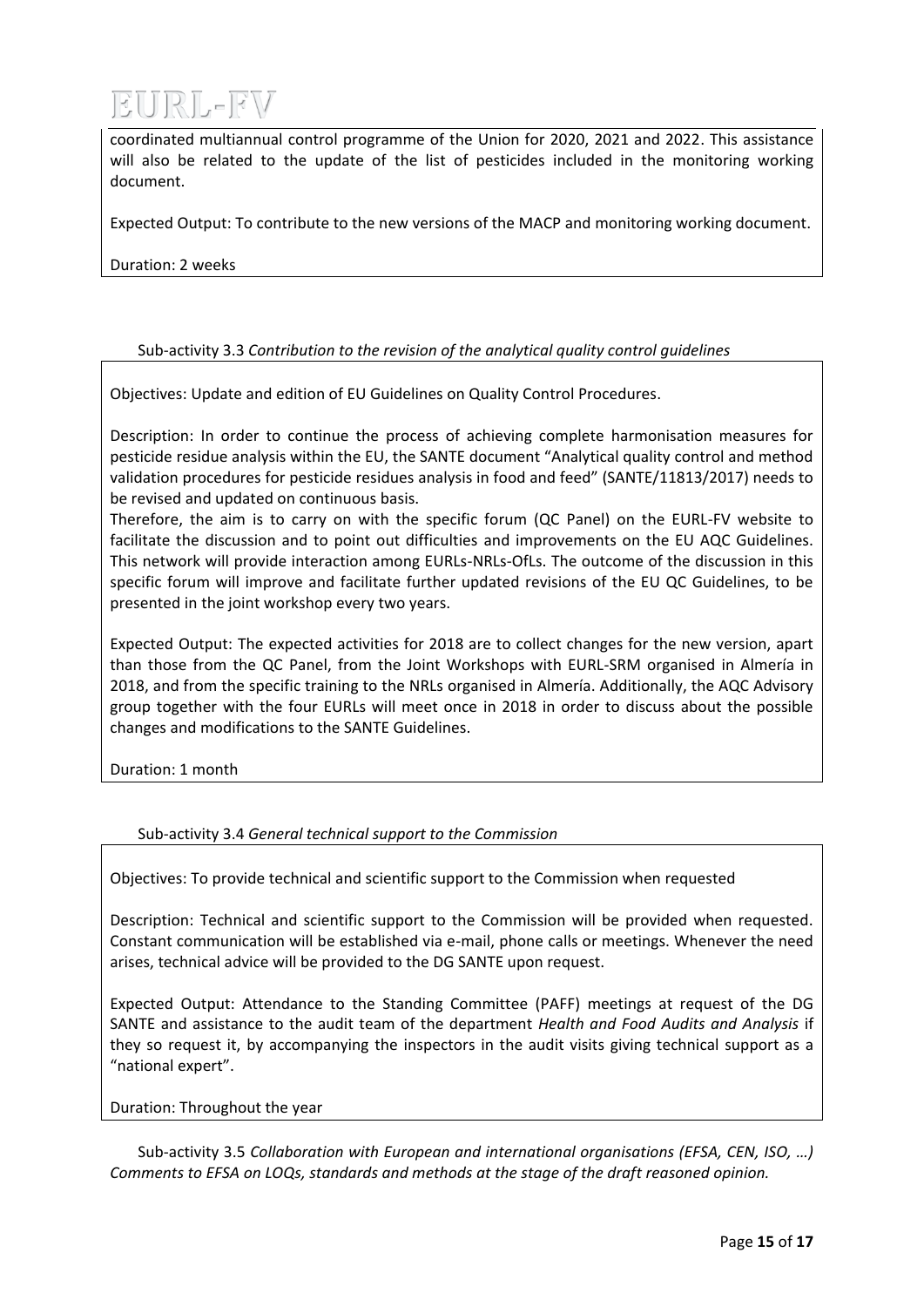coordinated multiannual control programme of the Union for 2020, 2021 and 2022. This assistance will also be related to the update of the list of pesticides included in the monitoring working document.

Expected Output: To contribute to the new versions of the MACP and monitoring working document.

Duration: 2 weeks

Sub-activity 3.3 *Contribution to the revision of the analytical quality control guidelines*

Objectives: Update and edition of EU Guidelines on Quality Control Procedures.

Description: In order to continue the process of achieving complete harmonisation measures for pesticide residue analysis within the EU, the SANTE document "Analytical quality control and method validation procedures for pesticide residues analysis in food and feed" (SANTE/11813/2017) needs to be revised and updated on continuous basis.

Therefore, the aim is to carry on with the specific forum (QC Panel) on the EURL-FV website to facilitate the discussion and to point out difficulties and improvements on the EU AQC Guidelines. This network will provide interaction among EURLs-NRLs-OfLs. The outcome of the discussion in this specific forum will improve and facilitate further updated revisions of the EU QC Guidelines, to be presented in the joint workshop every two years.

Expected Output: The expected activities for 2018 are to collect changes for the new version, apart than those from the QC Panel, from the Joint Workshops with EURL-SRM organised in Almería in 2018, and from the specific training to the NRLs organised in Almería. Additionally, the AQC Advisory group together with the four EURLs will meet once in 2018 in order to discuss about the possible changes and modifications to the SANTE Guidelines.

Duration: 1 month

Sub-activity 3.4 *General technical support to the Commission*

Objectives: To provide technical and scientific support to the Commission when requested

Description: Technical and scientific support to the Commission will be provided when requested. Constant communication will be established via e-mail, phone calls or meetings. Whenever the need arises, technical advice will be provided to the DG SANTE upon request.

Expected Output: Attendance to the Standing Committee (PAFF) meetings at request of the DG SANTE and assistance to the audit team of the department *Health and Food Audits and Analysis* if they so request it, by accompanying the inspectors in the audit visits giving technical support as a "national expert".

Duration: Throughout the year

Sub-activity 3.5 *Collaboration with European and international organisations (EFSA, CEN, ISO, …) Comments to EFSA on LOQs, standards and methods at the stage of the draft reasoned opinion.*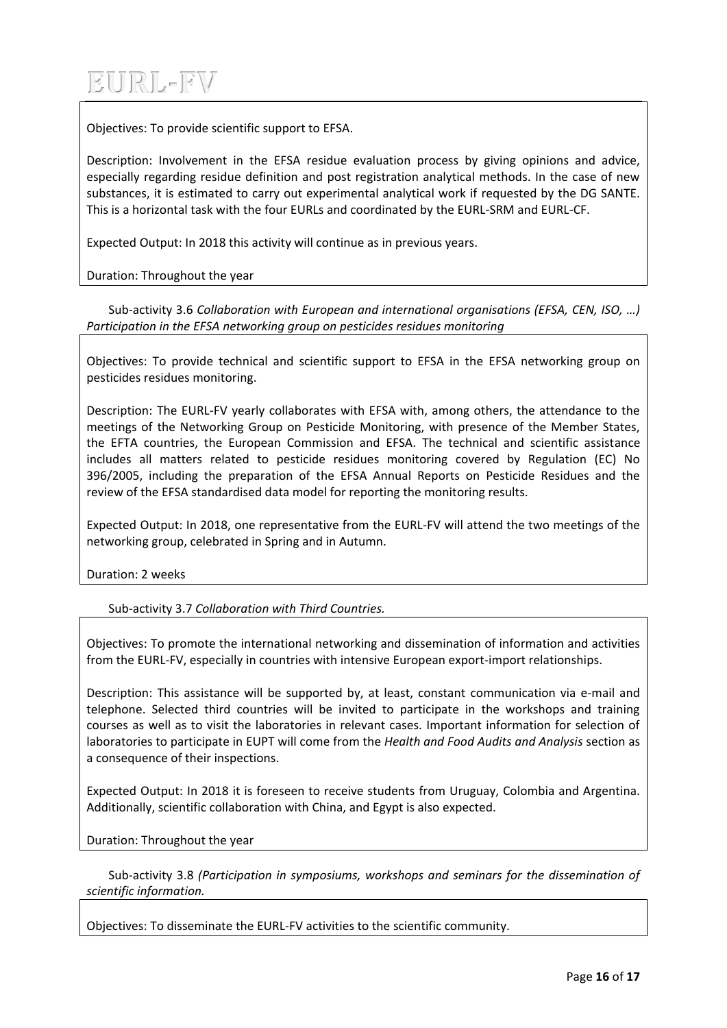Objectives: To provide scientific support to EFSA.

Description: Involvement in the EFSA residue evaluation process by giving opinions and advice, especially regarding residue definition and post registration analytical methods. In the case of new substances, it is estimated to carry out experimental analytical work if requested by the DG SANTE. This is a horizontal task with the four EURLs and coordinated by the EURL-SRM and EURL-CF.

Expected Output: In 2018 this activity will continue as in previous years.

Duration: Throughout the year

Sub-activity 3.6 *Collaboration with European and international organisations (EFSA, CEN, ISO, …) Participation in the EFSA networking group on pesticides residues monitoring*

Objectives: To provide technical and scientific support to EFSA in the EFSA networking group on pesticides residues monitoring.

Description: The EURL-FV yearly collaborates with EFSA with, among others, the attendance to the meetings of the Networking Group on Pesticide Monitoring, with presence of the Member States, the EFTA countries, the European Commission and EFSA. The technical and scientific assistance includes all matters related to pesticide residues monitoring covered by Regulation (EC) No 396/2005, including the preparation of the EFSA Annual Reports on Pesticide Residues and the review of the EFSA standardised data model for reporting the monitoring results.

Expected Output: In 2018, one representative from the EURL-FV will attend the two meetings of the networking group, celebrated in Spring and in Autumn.

Duration: 2 weeks

Sub-activity 3.7 *Collaboration with Third Countries.*

Objectives: To promote the international networking and dissemination of information and activities from the EURL-FV, especially in countries with intensive European export-import relationships.

Description: This assistance will be supported by, at least, constant communication via e-mail and telephone. Selected third countries will be invited to participate in the workshops and training courses as well as to visit the laboratories in relevant cases. Important information for selection of laboratories to participate in EUPT will come from the *Health and Food Audits and Analysis* section as a consequence of their inspections.

Expected Output: In 2018 it is foreseen to receive students from Uruguay, Colombia and Argentina. Additionally, scientific collaboration with China, and Egypt is also expected.

Duration: Throughout the year

Sub-activity 3.8 *(Participation in symposiums, workshops and seminars for the dissemination of scientific information.*

Objectives: To disseminate the EURL-FV activities to the scientific community.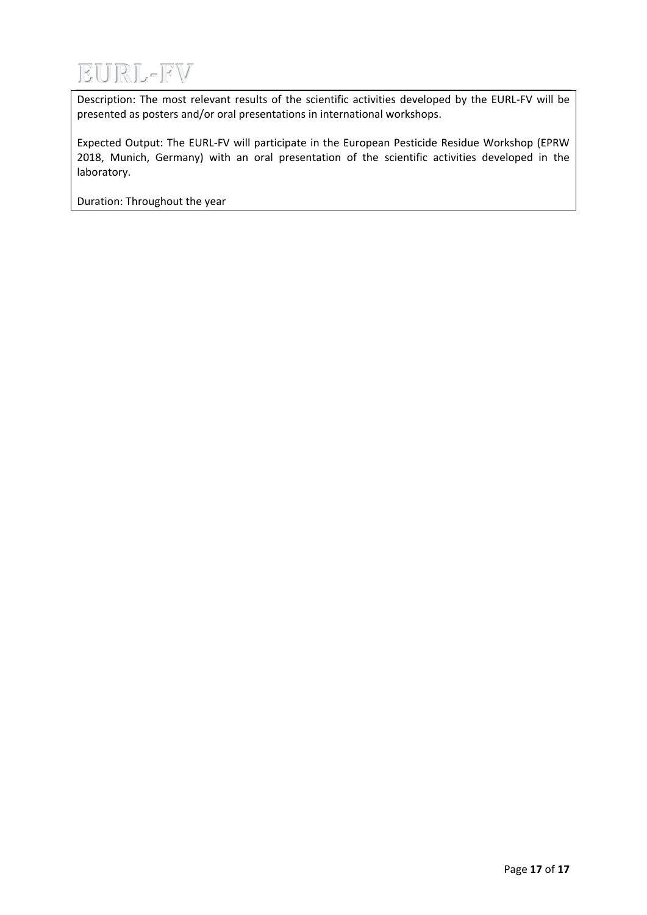Description: The most relevant results of the scientific activities developed by the EURL-FV will be presented as posters and/or oral presentations in international workshops.

Expected Output: The EURL-FV will participate in the European Pesticide Residue Workshop (EPRW 2018, Munich, Germany) with an oral presentation of the scientific activities developed in the laboratory.

Duration: Throughout the year